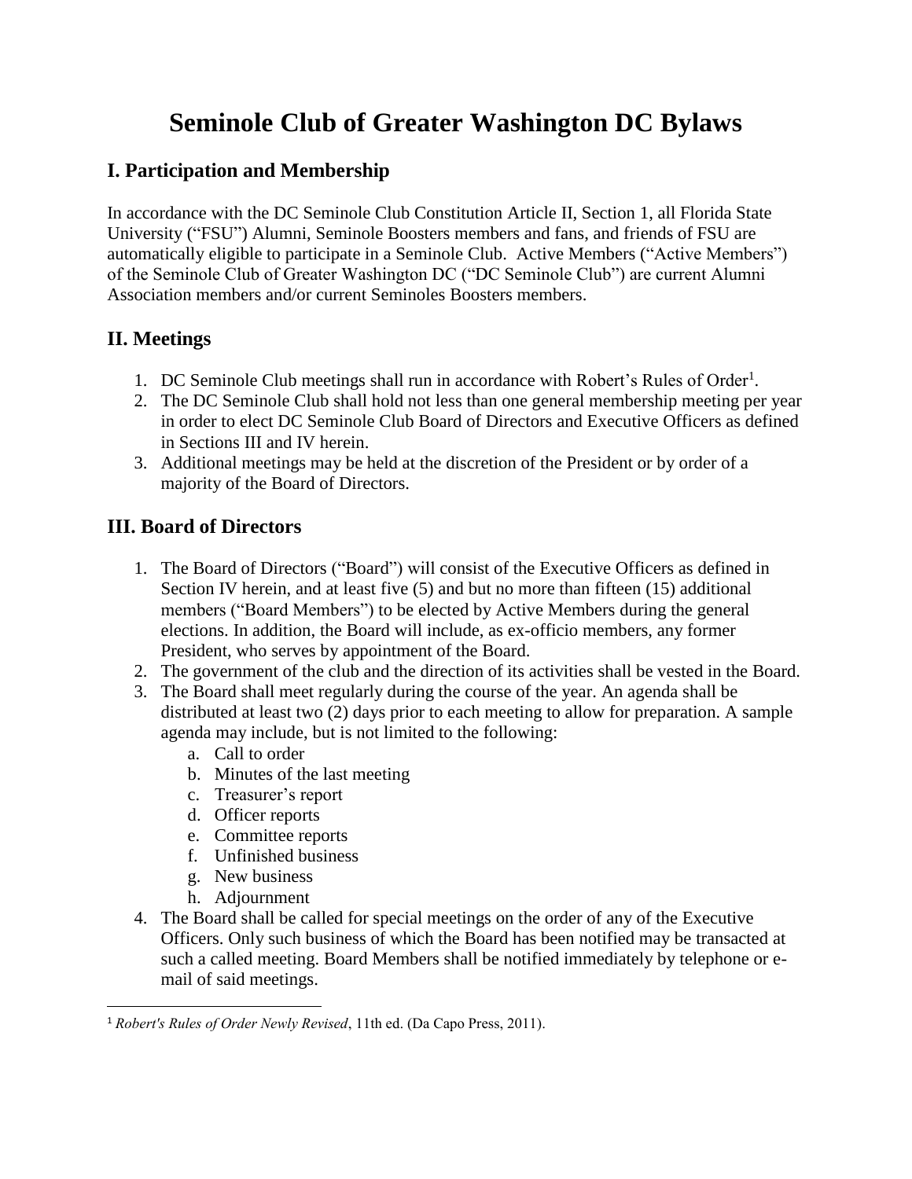# Seminole Club of Greater Washington DC Bylaws

## I. Participation and Membership

In accordance with the DC Seminole Club Constitution Article II, Section 1, all Florida State University ("FSU") Alumni, Seminole Boosters members and fans, and friends of FSU are automatically eligible to participate in a Seminole Club. Active Members ("Active Members") of the Seminole Club of Greater Washington DC ("DC Seminole Club") are current Alumni Association members and/or current Seminoles Boosters members.

## II. Meetings

1. DC Seminole Club meetings shall run in accordance with Robert's Rules of Order[1].
2. The DC Seminole Club shall hold not less than one general membership meeting per year in order to elect DC Seminole Club Board of Directors and Executive Officers as defined in Sections III and IV herein.
3. Additional meetings may be held at the discretion of the President or by order of a majority of the Board of Directors.

## III. Board of Directors

1. The Board of Directors ("Board") will consist of the Executive Officers as defined in Section IV herein, and at least five (5) and but no more than fifteen (15) additional members ("Board Members") to be elected by Active Members during the general elections. In addition, the Board will include, as ex-officio members, any former President, who serves by appointment of the Board.
2. The government of the club and the direction of its activities shall be vested in the Board.
3. The Board shall meet regularly during the course of the year. An agenda shall be distributed at least two (2) days prior to each meeting to allow for preparation. A sample agenda may include, but is not limited to the following:
   a. Call to order
   b. Minutes of the last meeting
   c. Treasurer's report
   d. Officer reports
   e. Committee reports
   f. Unfinished business
   g. New business
   h. Adjournment
4. The Board shall be called for special meetings on the order of any of the Executive Officers. Only such business of which the Board has been notified may be transacted at such a called meeting. Board Members shall be notified immediately by telephone or e-mail of said meetings.

---

[1] *Robert's Rules of Order Newly Revised*, 11th ed. (Da Capo Press, 2011).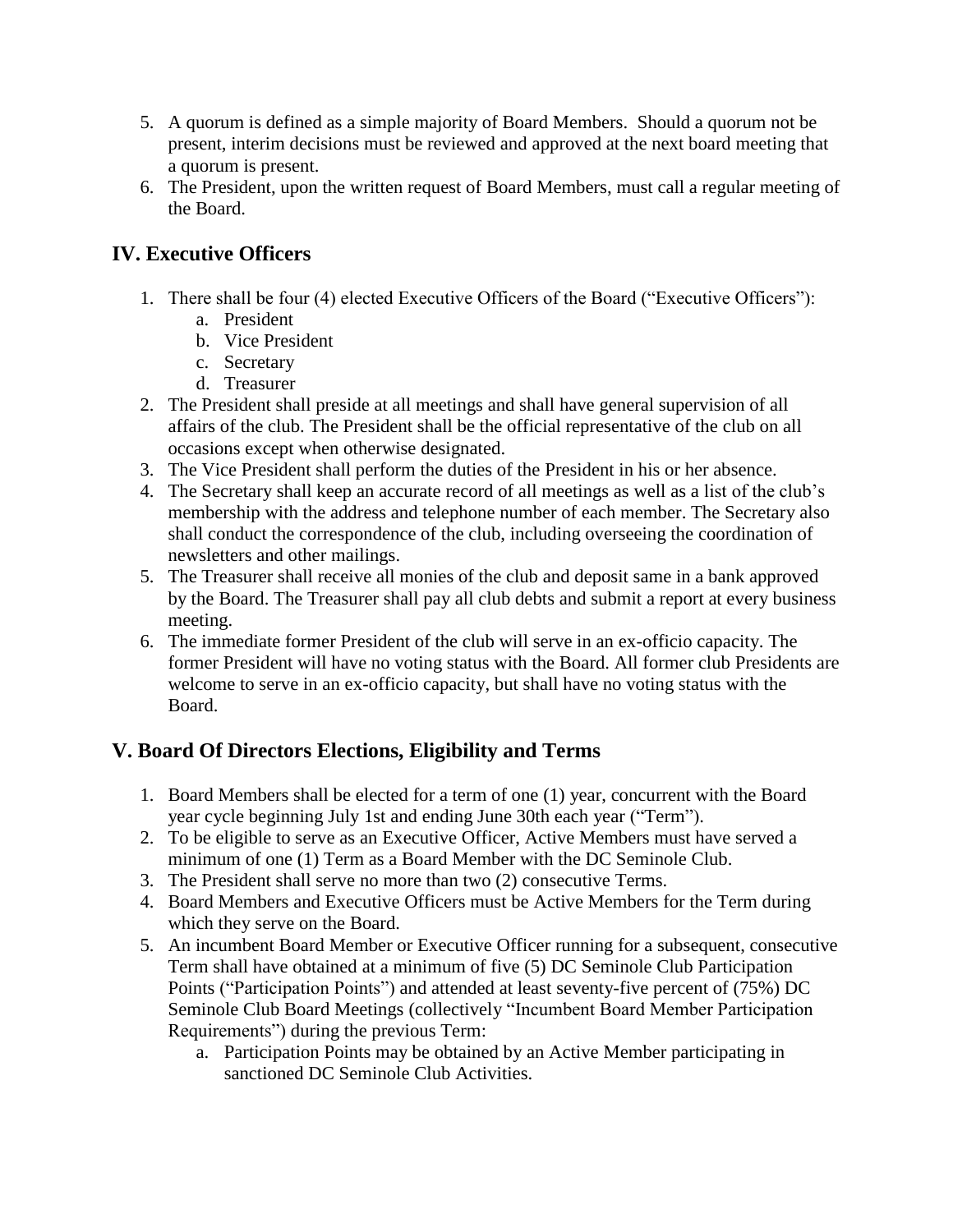5. A quorum is defined as a simple majority of Board Members. Should a quorum not be present, interim decisions must be reviewed and approved at the next board meeting that a quorum is present.
6. The President, upon the written request of Board Members, must call a regular meeting of the Board.

## IV. Executive Officers

1. There shall be four (4) elected Executive Officers of the Board ("Executive Officers"):
   a. President
   b. Vice President
   c. Secretary
   d. Treasurer
2. The President shall preside at all meetings and shall have general supervision of all affairs of the club. The President shall be the official representative of the club on all occasions except when otherwise designated.
3. The Vice President shall perform the duties of the President in his or her absence.
4. The Secretary shall keep an accurate record of all meetings as well as a list of the club's membership with the address and telephone number of each member. The Secretary also shall conduct the correspondence of the club, including overseeing the coordination of newsletters and other mailings.
5. The Treasurer shall receive all monies of the club and deposit same in a bank approved by the Board. The Treasurer shall pay all club debts and submit a report at every business meeting.
6. The immediate former President of the club will serve in an ex-officio capacity. The former President will have no voting status with the Board. All former club Presidents are welcome to serve in an ex-officio capacity, but shall have no voting status with the Board.

## V. Board Of Directors Elections, Eligibility and Terms

1. Board Members shall be elected for a term of one (1) year, concurrent with the Board year cycle beginning July 1st and ending June 30th each year ("Term").
2. To be eligible to serve as an Executive Officer, Active Members must have served a minimum of one (1) Term as a Board Member with the DC Seminole Club.
3. The President shall serve no more than two (2) consecutive Terms.
4. Board Members and Executive Officers must be Active Members for the Term during which they serve on the Board.
5. An incumbent Board Member or Executive Officer running for a subsequent, consecutive Term shall have obtained at a minimum of five (5) DC Seminole Club Participation Points ("Participation Points") and attended at least seventy-five percent of (75%) DC Seminole Club Board Meetings (collectively "Incumbent Board Member Participation Requirements") during the previous Term:
   a. Participation Points may be obtained by an Active Member participating in sanctioned DC Seminole Club Activities.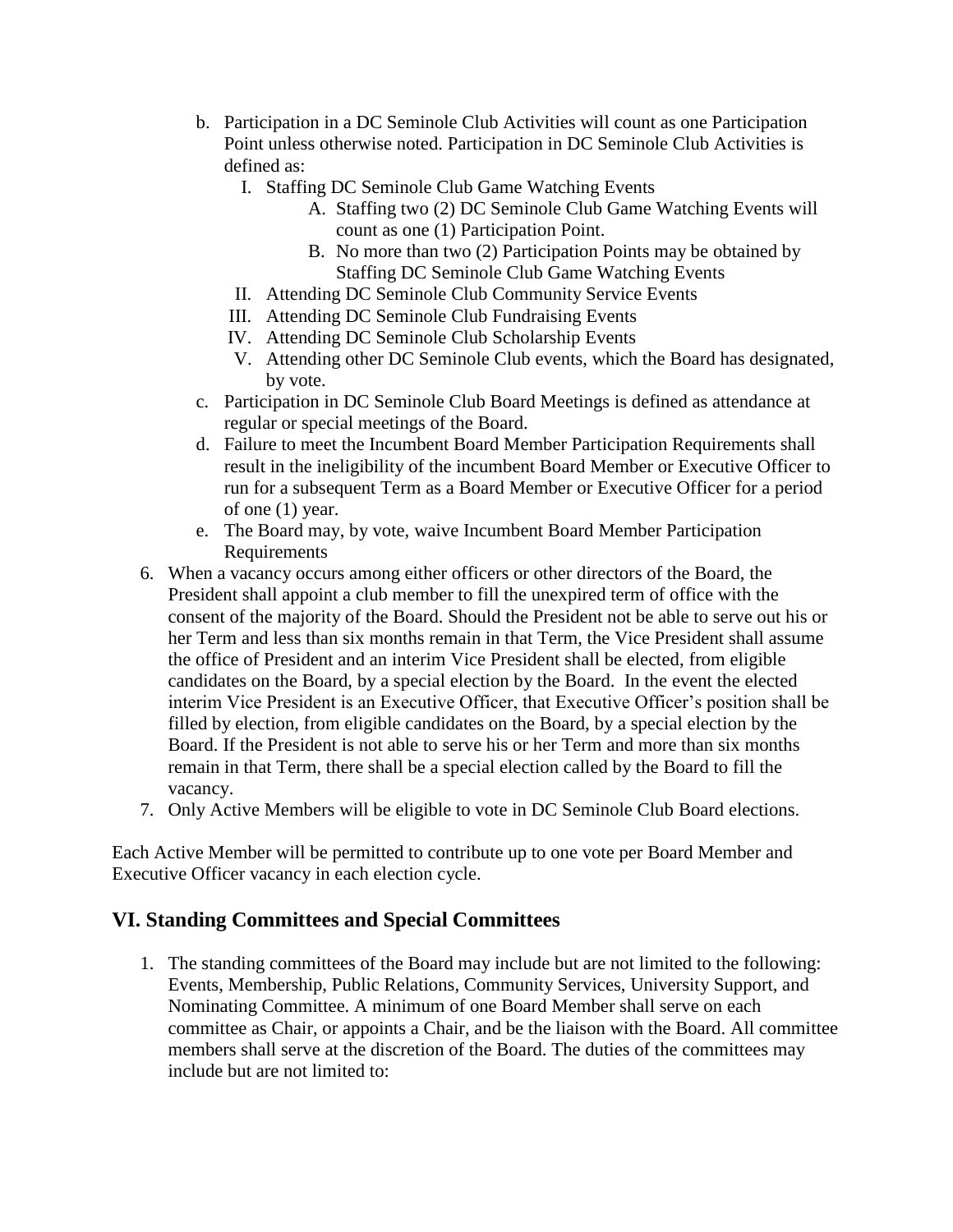b. Participation in a DC Seminole Club Activities will count as one Participation Point unless otherwise noted. Participation in DC Seminole Club Activities is defined as:
      I. Staffing DC Seminole Club Game Watching Events
         A. Staffing two (2) DC Seminole Club Game Watching Events will count as one (1) Participation Point.
         B. No more than two (2) Participation Points may be obtained by Staffing DC Seminole Club Game Watching Events
      II. Attending DC Seminole Club Community Service Events
      III. Attending DC Seminole Club Fundraising Events
      IV. Attending DC Seminole Club Scholarship Events
      V. Attending other DC Seminole Club events, which the Board has designated, by vote.
   c. Participation in DC Seminole Club Board Meetings is defined as attendance at regular or special meetings of the Board.
   d. Failure to meet the Incumbent Board Member Participation Requirements shall result in the ineligibility of the incumbent Board Member or Executive Officer to run for a subsequent Term as a Board Member or Executive Officer for a period of one (1) year.
   e. The Board may, by vote, waive Incumbent Board Member Participation Requirements

6. When a vacancy occurs among either officers or other directors of the Board, the President shall appoint a club member to fill the unexpired term of office with the consent of the majority of the Board. Should the President not be able to serve out his or her Term and less than six months remain in that Term, the Vice President shall assume the office of President and an interim Vice President shall be elected, from eligible candidates on the Board, by a special election by the Board. In the event the elected interim Vice President is an Executive Officer, that Executive Officer's position shall be filled by election, from eligible candidates on the Board, by a special election by the Board. If the President is not able to serve his or her Term and more than six months remain in that Term, there shall be a special election called by the Board to fill the vacancy.
7. Only Active Members will be eligible to vote in DC Seminole Club Board elections.

Each Active Member will be permitted to contribute up to one vote per Board Member and Executive Officer vacancy in each election cycle.

## VI. Standing Committees and Special Committees

1. The standing committees of the Board may include but are not limited to the following: Events, Membership, Public Relations, Community Services, University Support, and Nominating Committee. A minimum of one Board Member shall serve on each committee as Chair, or appoints a Chair, and be the liaison with the Board. All committee members shall serve at the discretion of the Board. The duties of the committees may include but are not limited to: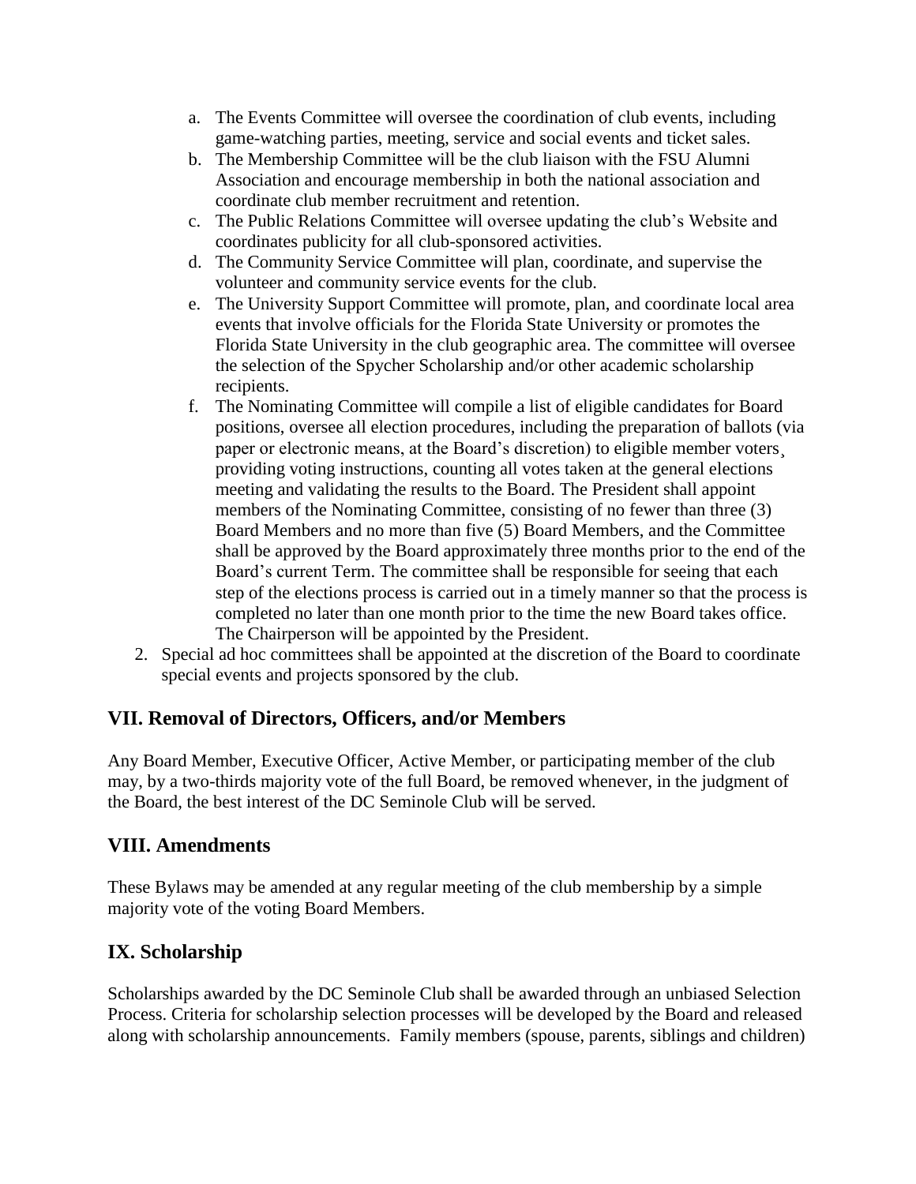a. The Events Committee will oversee the coordination of club events, including game-watching parties, meeting, service and social events and ticket sales.
   b. The Membership Committee will be the club liaison with the FSU Alumni Association and encourage membership in both the national association and coordinate club member recruitment and retention.
   c. The Public Relations Committee will oversee updating the club's Website and coordinates publicity for all club-sponsored activities.
   d. The Community Service Committee will plan, coordinate, and supervise the volunteer and community service events for the club.
   e. The University Support Committee will promote, plan, and coordinate local area events that involve officials for the Florida State University or promotes the Florida State University in the club geographic area. The committee will oversee the selection of the Spycher Scholarship and/or other academic scholarship recipients.
   f. The Nominating Committee will compile a list of eligible candidates for Board positions, oversee all election procedures, including the preparation of ballots (via paper or electronic means, at the Board's discretion) to eligible member voters¸ providing voting instructions, counting all votes taken at the general elections meeting and validating the results to the Board. The President shall appoint members of the Nominating Committee, consisting of no fewer than three (3) Board Members and no more than five (5) Board Members, and the Committee shall be approved by the Board approximately three months prior to the end of the Board's current Term. The committee shall be responsible for seeing that each step of the elections process is carried out in a timely manner so that the process is completed no later than one month prior to the time the new Board takes office. The Chairperson will be appointed by the President.
2. Special ad hoc committees shall be appointed at the discretion of the Board to coordinate special events and projects sponsored by the club.

## VII. Removal of Directors, Officers, and/or Members

Any Board Member, Executive Officer, Active Member, or participating member of the club may, by a two-thirds majority vote of the full Board, be removed whenever, in the judgment of the Board, the best interest of the DC Seminole Club will be served.

## VIII. Amendments

These Bylaws may be amended at any regular meeting of the club membership by a simple majority vote of the voting Board Members.

## IX. Scholarship

Scholarships awarded by the DC Seminole Club shall be awarded through an unbiased Selection Process. Criteria for scholarship selection processes will be developed by the Board and released along with scholarship announcements. Family members (spouse, parents, siblings and children)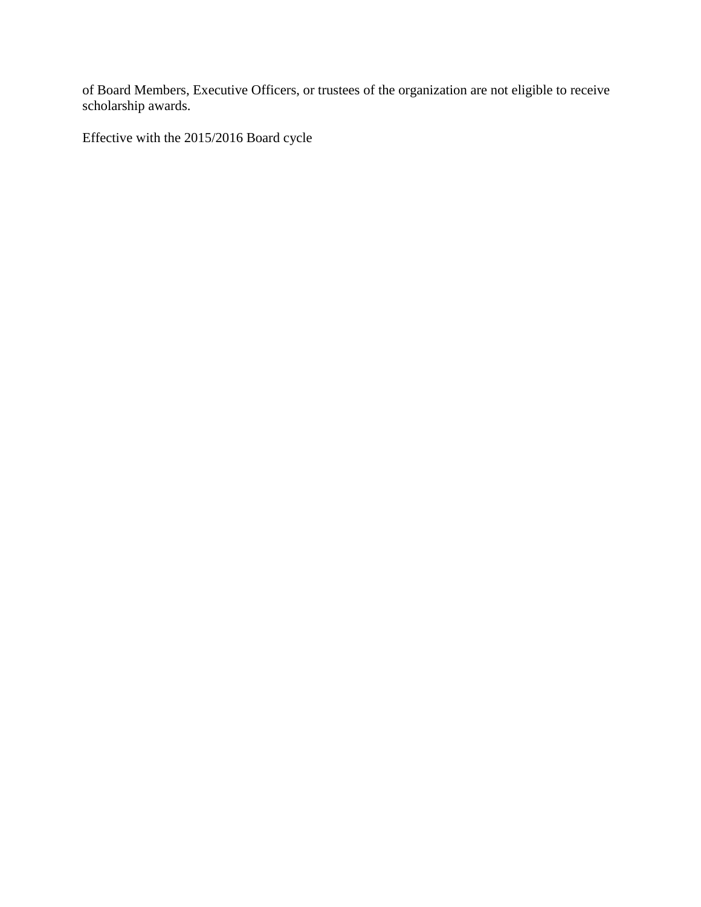of Board Members, Executive Officers, or trustees of the organization are not eligible to receive scholarship awards.

Effective with the 2015/2016 Board cycle